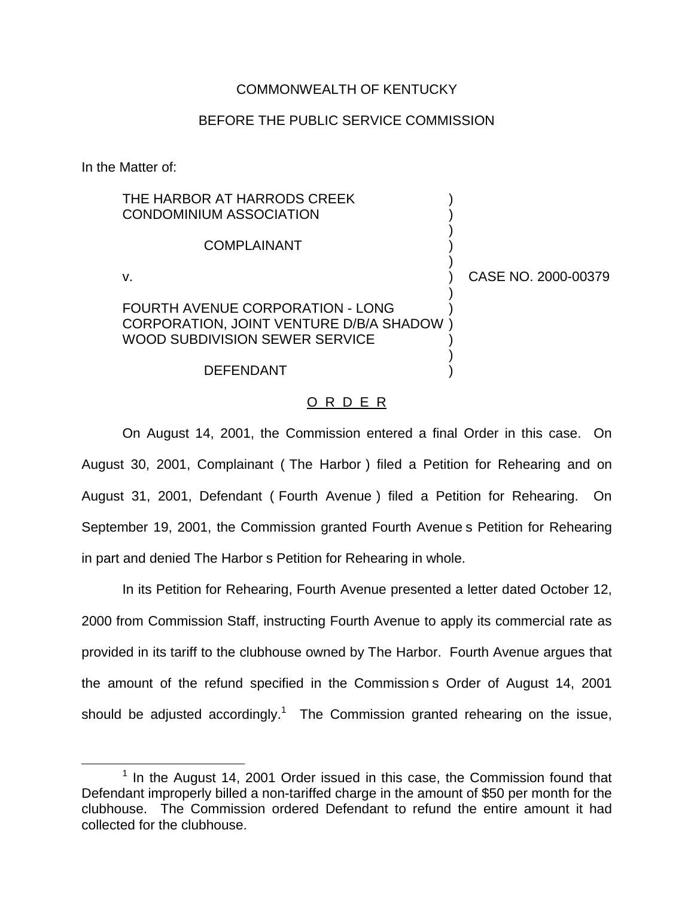COMMONWEALTH OF KENTUCKY

BEFORE THE PUBLIC SERVICE COMMISSION

In the Matter of:

THE HARBOR AT HARRODS CREEK CONDOMINIUM ASSOCIATION

COMPLAINANT

v.

FOURTH AVENUE CORPORATION - LONG CORPORATION, JOINT VENTURE D/B/A SHADOW WOOD SUBDIVISION SEWER SERVICE

DEFENDANT

CASE NO. 2000-00379

O R D E R

On August 14, 2001, the Commission entered a final Order in this case. On August 30, 2001, Complainant ( The Harbor ) filed a Petition for Rehearing and on August 31, 2001, Defendant ( Fourth Avenue ) filed a Petition for Rehearing. On September 19, 2001, the Commission granted Fourth Avenue s Petition for Rehearing in part and denied The Harbor s Petition for Rehearing in whole.

In its Petition for Rehearing, Fourth Avenue presented a letter dated October 12, 2000 from Commission Staff, instructing Fourth Avenue to apply its commercial rate as provided in its tariff to the clubhouse owned by The Harbor. Fourth Avenue argues that the amount of the refund specified in the Commission s Order of August 14, 2001 should be adjusted accordingly.[1] The Commission granted rehearing on the issue,

[1] In the August 14, 2001 Order issued in this case, the Commission found that Defendant improperly billed a non-tariffed charge in the amount of $50 per month for the clubhouse. The Commission ordered Defendant to refund the entire amount it had collected for the clubhouse.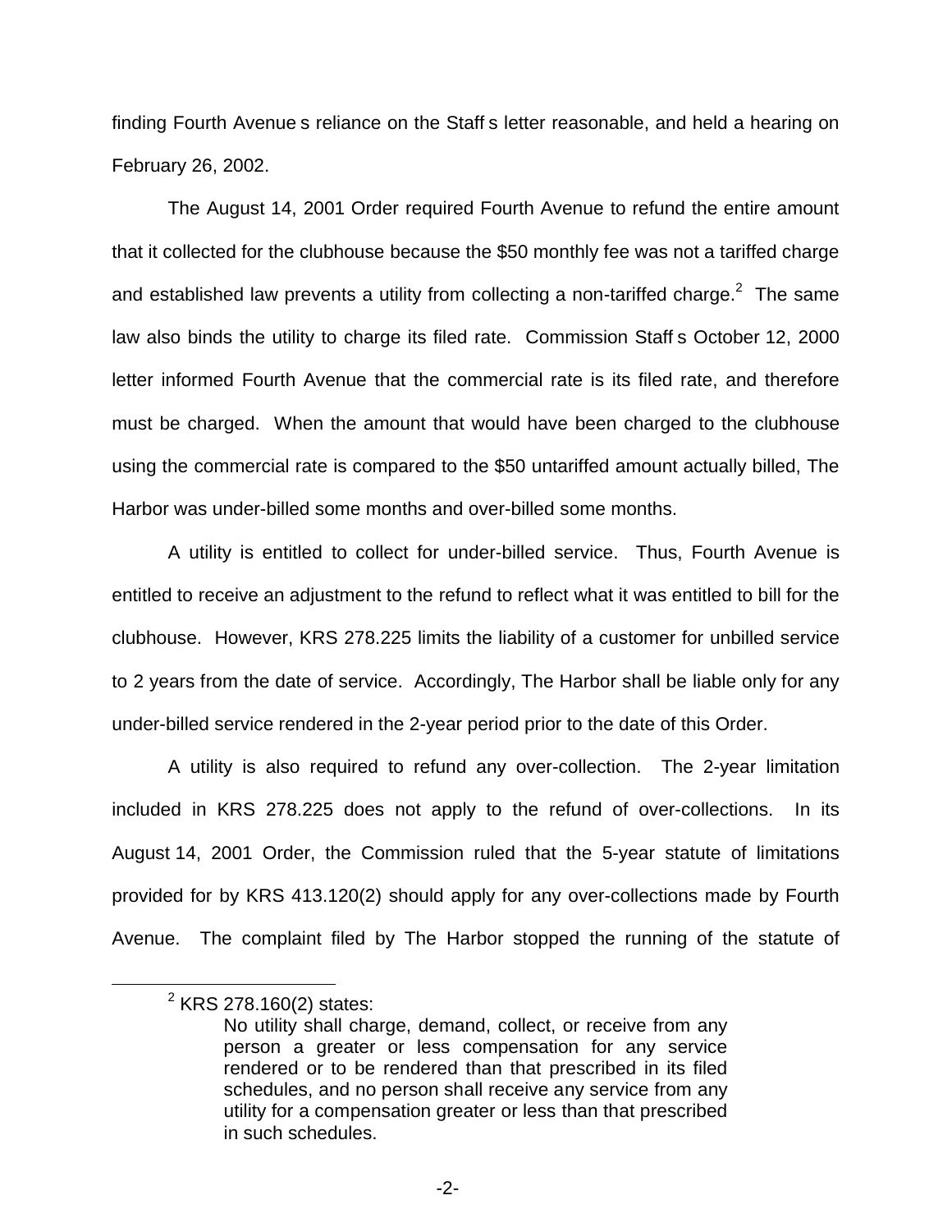finding Fourth Avenue s reliance on the Staff s letter reasonable, and held a hearing on February 26, 2002.

The August 14, 2001 Order required Fourth Avenue to refund the entire amount that it collected for the clubhouse because the $50 monthly fee was not a tariffed charge and established law prevents a utility from collecting a non-tariffed charge.[2] The same law also binds the utility to charge its filed rate. Commission Staff s October 12, 2000 letter informed Fourth Avenue that the commercial rate is its filed rate, and therefore must be charged. When the amount that would have been charged to the clubhouse using the commercial rate is compared to the $50 untariffed amount actually billed, The Harbor was under-billed some months and over-billed some months.

A utility is entitled to collect for under-billed service. Thus, Fourth Avenue is entitled to receive an adjustment to the refund to reflect what it was entitled to bill for the clubhouse. However, KRS 278.225 limits the liability of a customer for unbilled service to 2 years from the date of service. Accordingly, The Harbor shall be liable only for any under-billed service rendered in the 2-year period prior to the date of this Order.

A utility is also required to refund any over-collection. The 2-year limitation included in KRS 278.225 does not apply to the refund of over-collections. In its August 14, 2001 Order, the Commission ruled that the 5-year statute of limitations provided for by KRS 413.120(2) should apply for any over-collections made by Fourth Avenue. The complaint filed by The Harbor stopped the running of the statute of

---

[2] KRS 278.160(2) states:

> No utility shall charge, demand, collect, or receive from any person a greater or less compensation for any service rendered or to be rendered than that prescribed in its filed schedules, and no person shall receive any service from any utility for a compensation greater or less than that prescribed in such schedules.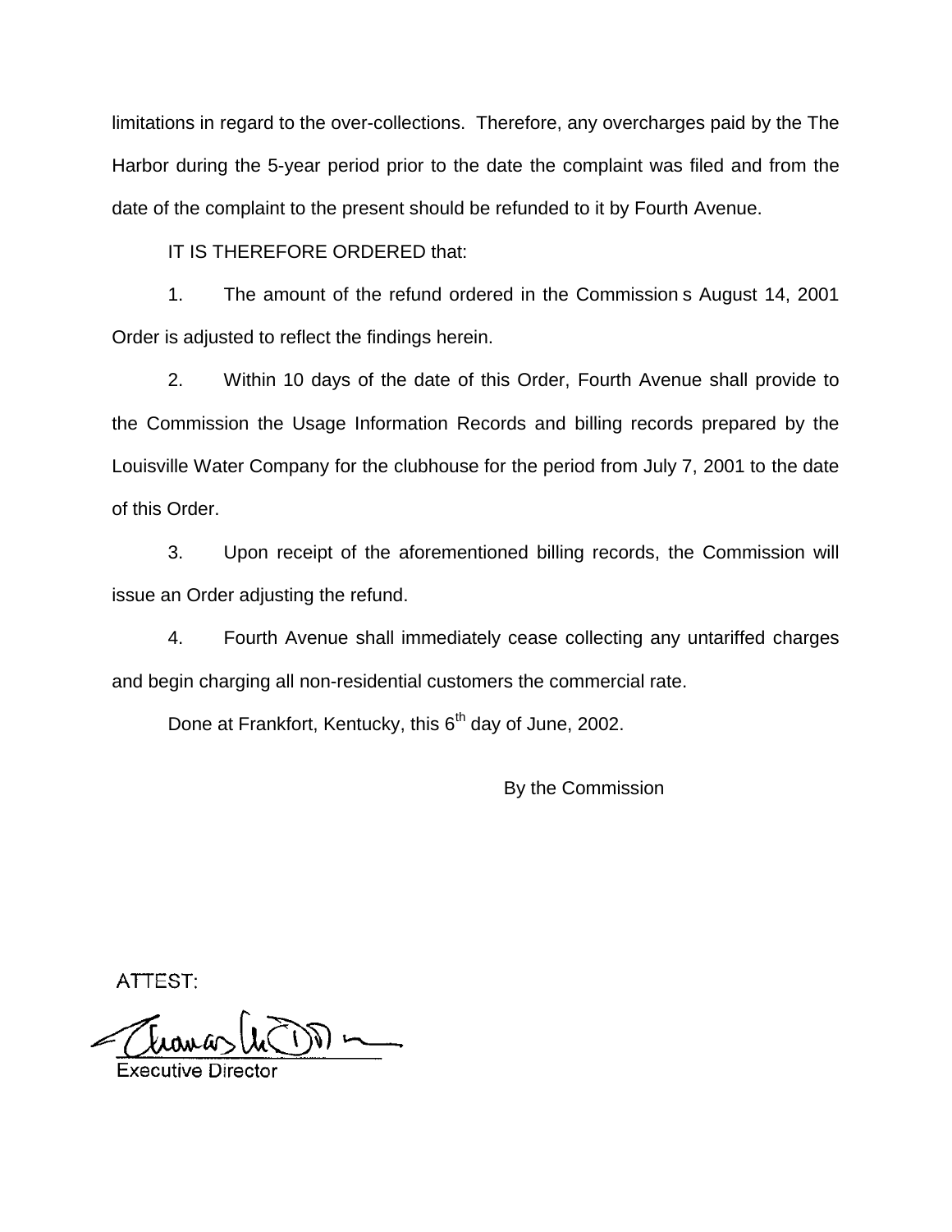limitations in regard to the over-collections. Therefore, any overcharges paid by the The Harbor during the 5-year period prior to the date the complaint was filed and from the date of the complaint to the present should be refunded to it by Fourth Avenue.

IT IS THEREFORE ORDERED that:

1. The amount of the refund ordered in the Commission s August 14, 2001 Order is adjusted to reflect the findings herein.

2. Within 10 days of the date of this Order, Fourth Avenue shall provide to the Commission the Usage Information Records and billing records prepared by the Louisville Water Company for the clubhouse for the period from July 7, 2001 to the date of this Order.

3. Upon receipt of the aforementioned billing records, the Commission will issue an Order adjusting the refund.

4. Fourth Avenue shall immediately cease collecting any untariffed charges and begin charging all non-residential customers the commercial rate.

Done at Frankfort, Kentucky, this 6th day of June, 2002.

By the Commission

ATTEST:

Executive Director